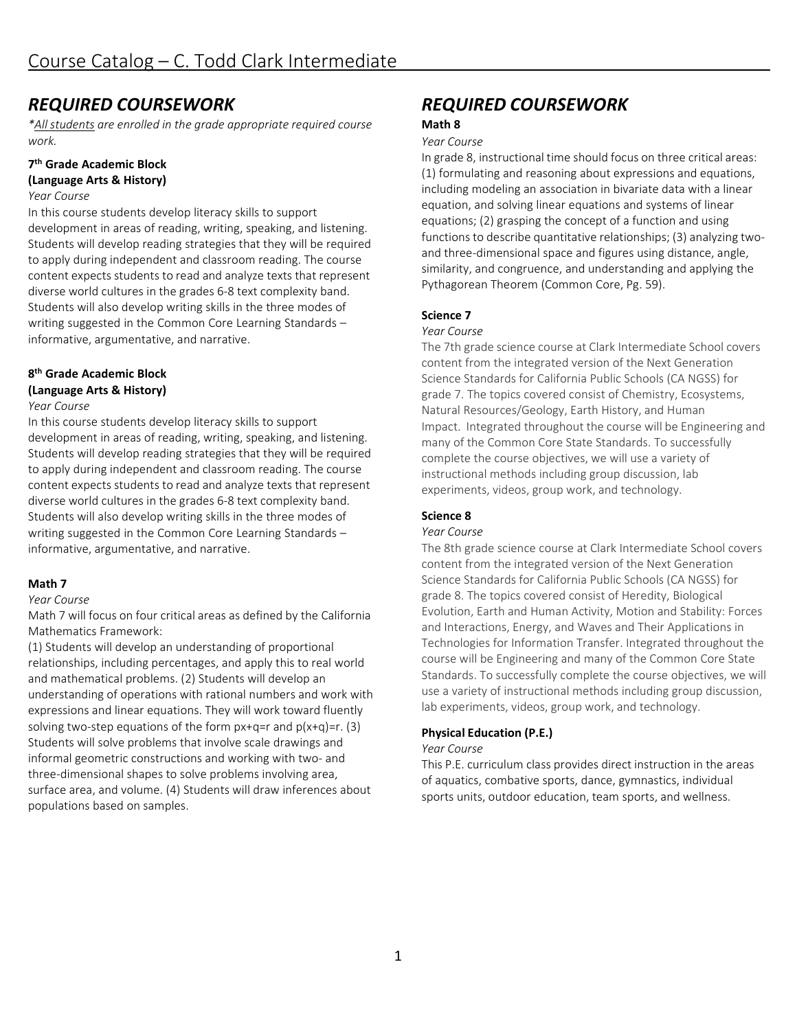# Course Catalog – C. Todd Clark Intermediate

## *REQUIRED COURSEWORK*

*\*<u>All students</u> are enrolled in the grade appropriate required course work.*

**7th Grade Academic Block (Language Arts & History)**

*Year Course*

In this course students develop literacy skills to support development in areas of reading, writing, speaking, and listening. Students will develop reading strategies that they will be required to apply during independent and classroom reading. The course content expects students to read and analyze texts that represent diverse world cultures in the grades 6-8 text complexity band. Students will also develop writing skills in the three modes of writing suggested in the Common Core Learning Standards – informative, argumentative, and narrative.

**8th Grade Academic Block (Language Arts & History)**

*Year Course*

In this course students develop literacy skills to support development in areas of reading, writing, speaking, and listening. Students will develop reading strategies that they will be required to apply during independent and classroom reading. The course content expects students to read and analyze texts that represent diverse world cultures in the grades 6-8 text complexity band. Students will also develop writing skills in the three modes of writing suggested in the Common Core Learning Standards – informative, argumentative, and narrative.

**Math 7**

*Year Course*

Math 7 will focus on four critical areas as defined by the California Mathematics Framework:

(1) Students will develop an understanding of proportional relationships, including percentages, and apply this to real world and mathematical problems. (2) Students will develop an understanding of operations with rational numbers and work with expressions and linear equations. They will work toward fluently solving two-step equations of the form $px+q=r$ and $p(x+q)=r$. (3) Students will solve problems that involve scale drawings and informal geometric constructions and working with two- and three-dimensional shapes to solve problems involving area, surface area, and volume. (4) Students will draw inferences about populations based on samples.

## *REQUIRED COURSEWORK*

**Math 8**

*Year Course*

In grade 8, instructional time should focus on three critical areas: (1) formulating and reasoning about expressions and equations, including modeling an association in bivariate data with a linear equation, and solving linear equations and systems of linear equations; (2) grasping the concept of a function and using functions to describe quantitative relationships; (3) analyzing two- and three-dimensional space and figures using distance, angle, similarity, and congruence, and understanding and applying the Pythagorean Theorem (Common Core, Pg. 59).

**Science 7**

*Year Course*

The 7th grade science course at Clark Intermediate School covers content from the integrated version of the Next Generation Science Standards for California Public Schools (CA NGSS) for grade 7. The topics covered consist of Chemistry, Ecosystems, Natural Resources/Geology, Earth History, and Human Impact. Integrated throughout the course will be Engineering and many of the Common Core State Standards. To successfully complete the course objectives, we will use a variety of instructional methods including group discussion, lab experiments, videos, group work, and technology.

**Science 8**

*Year Course*

The 8th grade science course at Clark Intermediate School covers content from the integrated version of the Next Generation Science Standards for California Public Schools (CA NGSS) for grade 8. The topics covered consist of Heredity, Biological Evolution, Earth and Human Activity, Motion and Stability: Forces and Interactions, Energy, and Waves and Their Applications in Technologies for Information Transfer. Integrated throughout the course will be Engineering and many of the Common Core State Standards. To successfully complete the course objectives, we will use a variety of instructional methods including group discussion, lab experiments, videos, group work, and technology.

**Physical Education (P.E.)**

*Year Course*

This P.E. curriculum class provides direct instruction in the areas of aquatics, combative sports, dance, gymnastics, individual sports units, outdoor education, team sports, and wellness.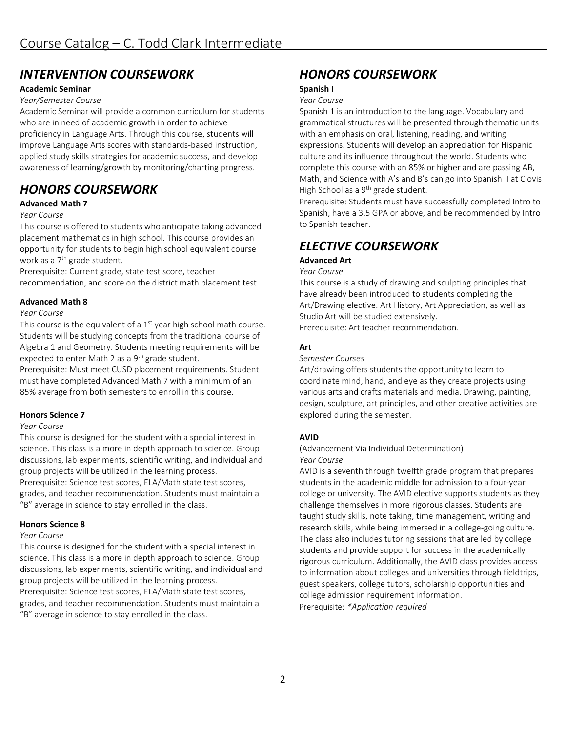# Course Catalog – C. Todd Clark Intermediate

## INTERVENTION COURSEWORK

**Academic Seminar**

*Year/Semester Course*

Academic Seminar will provide a common curriculum for students who are in need of academic growth in order to achieve proficiency in Language Arts. Through this course, students will improve Language Arts scores with standards-based instruction, applied study skills strategies for academic success, and develop awareness of learning/growth by monitoring/charting progress.

## HONORS COURSEWORK

**Advanced Math 7**

*Year Course*

This course is offered to students who anticipate taking advanced placement mathematics in high school. This course provides an opportunity for students to begin high school equivalent course work as a 7th grade student.

Prerequisite: Current grade, state test score, teacher recommendation, and score on the district math placement test.

**Advanced Math 8**

*Year Course*

This course is the equivalent of a 1st year high school math course. Students will be studying concepts from the traditional course of Algebra 1 and Geometry. Students meeting requirements will be expected to enter Math 2 as a 9th grade student.

Prerequisite: Must meet CUSD placement requirements. Student must have completed Advanced Math 7 with a minimum of an 85% average from both semesters to enroll in this course.

**Honors Science 7**

*Year Course*

This course is designed for the student with a special interest in science. This class is a more in depth approach to science. Group discussions, lab experiments, scientific writing, and individual and group projects will be utilized in the learning process.

Prerequisite: Science test scores, ELA/Math state test scores, grades, and teacher recommendation. Students must maintain a "B" average in science to stay enrolled in the class.

**Honors Science 8**

*Year Course*

This course is designed for the student with a special interest in science. This class is a more in depth approach to science. Group discussions, lab experiments, scientific writing, and individual and group projects will be utilized in the learning process.

Prerequisite: Science test scores, ELA/Math state test scores, grades, and teacher recommendation. Students must maintain a "B" average in science to stay enrolled in the class.

## HONORS COURSEWORK

**Spanish I**

*Year Course*

Spanish 1 is an introduction to the language. Vocabulary and grammatical structures will be presented through thematic units with an emphasis on oral, listening, reading, and writing expressions. Students will develop an appreciation for Hispanic culture and its influence throughout the world. Students who complete this course with an 85% or higher and are passing AB, Math, and Science with A's and B's can go into Spanish II at Clovis High School as a 9th grade student.

Prerequisite: Students must have successfully completed Intro to Spanish, have a 3.5 GPA or above, and be recommended by Intro to Spanish teacher.

## ELECTIVE COURSEWORK

**Advanced Art**

*Year Course*

This course is a study of drawing and sculpting principles that have already been introduced to students completing the Art/Drawing elective. Art History, Art Appreciation, as well as Studio Art will be studied extensively.

Prerequisite: Art teacher recommendation.

**Art**

*Semester Courses*

Art/drawing offers students the opportunity to learn to coordinate mind, hand, and eye as they create projects using various arts and crafts materials and media. Drawing, painting, design, sculpture, art principles, and other creative activities are explored during the semester.

**AVID**

(Advancement Via Individual Determination)

*Year Course*

AVID is a seventh through twelfth grade program that prepares students in the academic middle for admission to a four-year college or university. The AVID elective supports students as they challenge themselves in more rigorous classes. Students are taught study skills, note taking, time management, writing and research skills, while being immersed in a college-going culture. The class also includes tutoring sessions that are led by college students and provide support for success in the academically rigorous curriculum. Additionally, the AVID class provides access to information about colleges and universities through fieldtrips, guest speakers, college tutors, scholarship opportunities and college admission requirement information.

Prerequisite: *\*Application required*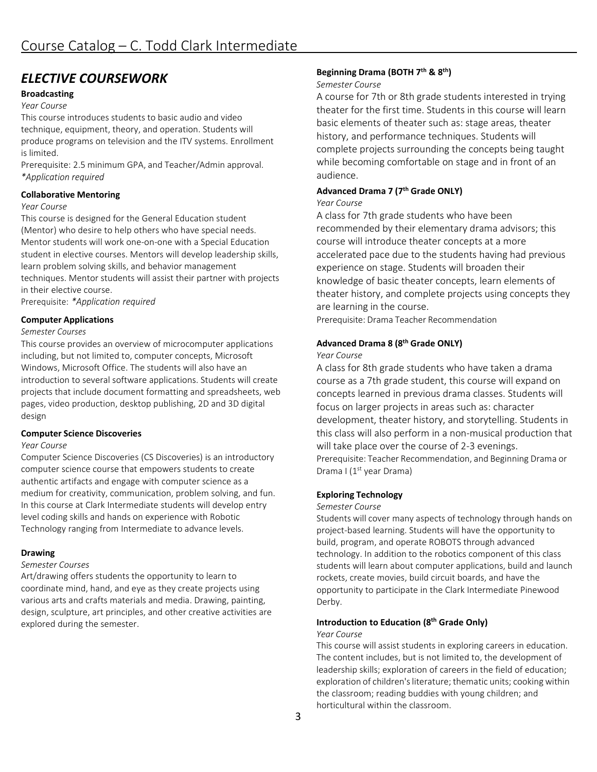## *ELECTIVE COURSEWORK*

**Broadcasting**

*Year Course*

This course introduces students to basic audio and video technique, equipment, theory, and operation. Students will produce programs on television and the ITV systems. Enrollment is limited.

Prerequisite: 2.5 minimum GPA, and Teacher/Admin approval.
*\*Application required*

**Collaborative Mentoring**

*Year Course*

This course is designed for the General Education student (Mentor) who desire to help others who have special needs. Mentor students will work one-on-one with a Special Education student in elective courses. Mentors will develop leadership skills, learn problem solving skills, and behavior management techniques. Mentor students will assist their partner with projects in their elective course.

Prerequisite: *\*Application required*

**Computer Applications**

*Semester Courses*

This course provides an overview of microcomputer applications including, but not limited to, computer concepts, Microsoft Windows, Microsoft Office. The students will also have an introduction to several software applications. Students will create projects that include document formatting and spreadsheets, web pages, video production, desktop publishing, 2D and 3D digital design

**Computer Science Discoveries**

*Year Course*

Computer Science Discoveries (CS Discoveries) is an introductory computer science course that empowers students to create authentic artifacts and engage with computer science as a medium for creativity, communication, problem solving, and fun. In this course at Clark Intermediate students will develop entry level coding skills and hands on experience with Robotic Technology ranging from Intermediate to advance levels.

**Drawing**

*Semester Courses*

Art/drawing offers students the opportunity to learn to coordinate mind, hand, and eye as they create projects using various arts and crafts materials and media. Drawing, painting, design, sculpture, art principles, and other creative activities are explored during the semester.

**Beginning Drama (BOTH 7th & 8th)**

*Semester Course*

A course for 7th or 8th grade students interested in trying theater for the first time. Students in this course will learn basic elements of theater such as: stage areas, theater history, and performance techniques. Students will complete projects surrounding the concepts being taught while becoming comfortable on stage and in front of an audience.

**Advanced Drama 7 (7th Grade ONLY)**

*Year Course*

A class for 7th grade students who have been recommended by their elementary drama advisors; this course will introduce theater concepts at a more accelerated pace due to the students having had previous experience on stage. Students will broaden their knowledge of basic theater concepts, learn elements of theater history, and complete projects using concepts they are learning in the course.

Prerequisite: Drama Teacher Recommendation

**Advanced Drama 8 (8th Grade ONLY)**

*Year Course*

A class for 8th grade students who have taken a drama course as a 7th grade student, this course will expand on concepts learned in previous drama classes. Students will focus on larger projects in areas such as: character development, theater history, and storytelling. Students in this class will also perform in a non-musical production that will take place over the course of 2-3 evenings.

Prerequisite: Teacher Recommendation, and Beginning Drama or Drama I (1st year Drama)

**Exploring Technology**

*Semester Course*

Students will cover many aspects of technology through hands on project-based learning. Students will have the opportunity to build, program, and operate ROBOTS through advanced technology. In addition to the robotics component of this class students will learn about computer applications, build and launch rockets, create movies, build circuit boards, and have the opportunity to participate in the Clark Intermediate Pinewood Derby.

**Introduction to Education (8th Grade Only)**

*Year Course*

This course will assist students in exploring careers in education. The content includes, but is not limited to, the development of leadership skills; exploration of careers in the field of education; exploration of children's literature; thematic units; cooking within the classroom; reading buddies with young children; and horticultural within the classroom.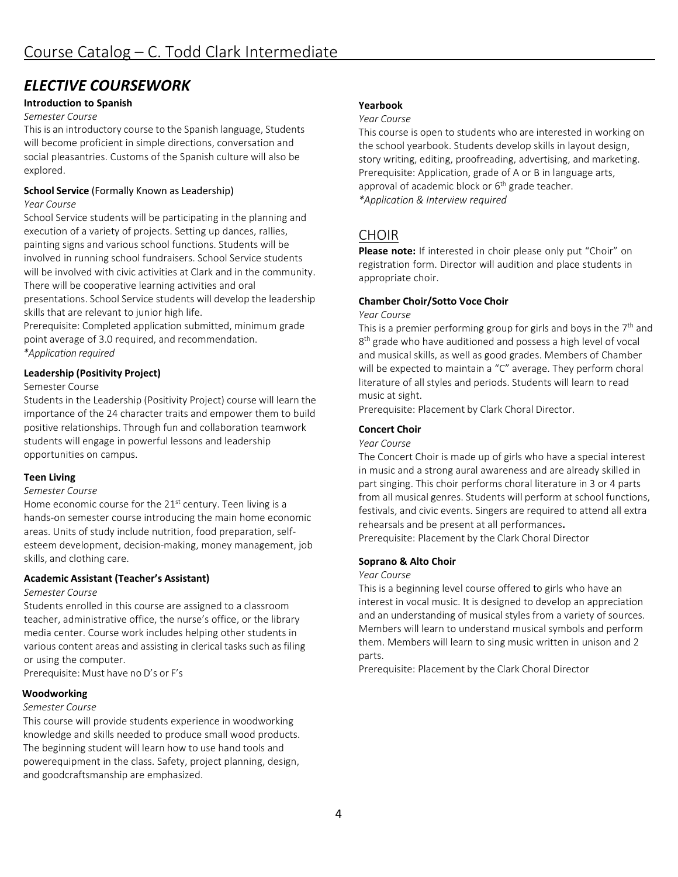# ELECTIVE COURSEWORK

### Introduction to Spanish

*Semester Course*

This is an introductory course to the Spanish language, Students will become proficient in simple directions, conversation and social pleasantries. Customs of the Spanish culture will also be explored.

### School Service (Formally Known as Leadership)

*Year Course*

School Service students will be participating in the planning and execution of a variety of projects. Setting up dances, rallies, painting signs and various school functions. Students will be involved in running school fundraisers. School Service students will be involved with civic activities at Clark and in the community. There will be cooperative learning activities and oral presentations. School Service students will develop the leadership skills that are relevant to junior high life.

Prerequisite: Completed application submitted, minimum grade point average of 3.0 required, and recommendation.

*\*Application required*

### Leadership (Positivity Project)

Semester Course

Students in the Leadership (Positivity Project) course will learn the importance of the 24 character traits and empower them to build positive relationships. Through fun and collaboration teamwork students will engage in powerful lessons and leadership opportunities on campus.

### Teen Living

*Semester Course*

Home economic course for the 21st century. Teen living is a hands-on semester course introducing the main home economic areas. Units of study include nutrition, food preparation, self-esteem development, decision-making, money management, job skills, and clothing care.

### Academic Assistant (Teacher's Assistant)

*Semester Course*

Students enrolled in this course are assigned to a classroom teacher, administrative office, the nurse's office, or the library media center. Course work includes helping other students in various content areas and assisting in clerical tasks such as filing or using the computer.

Prerequisite: Must have no D's or F's

### Woodworking

*Semester Course*

This course will provide students experience in woodworking knowledge and skills needed to produce small wood products. The beginning student will learn how to use hand tools and powerequipment in the class. Safety, project planning, design, and goodcraftsmanship are emphasized.

### Yearbook

*Year Course*

This course is open to students who are interested in working on the school yearbook. Students develop skills in layout design, story writing, editing, proofreading, advertising, and marketing. Prerequisite: Application, grade of A or B in language arts, approval of academic block or 6th grade teacher.

*\*Application & Interview required*

## CHOIR

**Please note:** If interested in choir please only put "Choir" on registration form. Director will audition and place students in appropriate choir.

### Chamber Choir/Sotto Voce Choir

*Year Course*

This is a premier performing group for girls and boys in the 7th and 8th grade who have auditioned and possess a high level of vocal and musical skills, as well as good grades. Members of Chamber will be expected to maintain a "C" average. They perform choral literature of all styles and periods. Students will learn to read music at sight.

Prerequisite: Placement by Clark Choral Director.

### Concert Choir

*Year Course*

The Concert Choir is made up of girls who have a special interest in music and a strong aural awareness and are already skilled in part singing. This choir performs choral literature in 3 or 4 parts from all musical genres. Students will perform at school functions, festivals, and civic events. Singers are required to attend all extra rehearsals and be present at all performances**.**

Prerequisite: Placement by the Clark Choral Director

### Soprano & Alto Choir

*Year Course*

This is a beginning level course offered to girls who have an interest in vocal music. It is designed to develop an appreciation and an understanding of musical styles from a variety of sources. Members will learn to understand musical symbols and perform them. Members will learn to sing music written in unison and 2 parts.

Prerequisite: Placement by the Clark Choral Director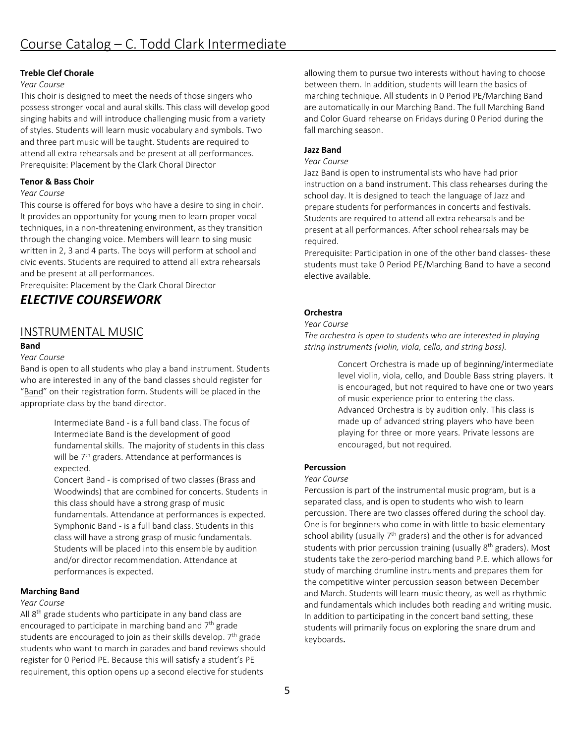# Course Catalog – C. Todd Clark Intermediate

**Treble Clef Chorale**

*Year Course*

This choir is designed to meet the needs of those singers who possess stronger vocal and aural skills. This class will develop good singing habits and will introduce challenging music from a variety of styles. Students will learn music vocabulary and symbols. Two and three part music will be taught. Students are required to attend all extra rehearsals and be present at all performances.
Prerequisite: Placement by the Clark Choral Director

**Tenor & Bass Choir**

*Year Course*

This course is offered for boys who have a desire to sing in choir. It provides an opportunity for young men to learn proper vocal techniques, in a non-threatening environment, as they transition through the changing voice. Members will learn to sing music written in 2, 3 and 4 parts. The boys will perform at school and civic events. Students are required to attend all extra rehearsals and be present at all performances.
Prerequisite: Placement by the Clark Choral Director

## *ELECTIVE COURSEWORK*

## INSTRUMENTAL MUSIC

**Band**

*Year Course*

Band is open to all students who play a band instrument. Students who are interested in any of the band classes should register for "Band" on their registration form. Students will be placed in the appropriate class by the band director.

> Intermediate Band - is a full band class. The focus of Intermediate Band is the development of good fundamental skills. The majority of students in this class will be 7th graders. Attendance at performances is expected.
> Concert Band - is comprised of two classes (Brass and Woodwinds) that are combined for concerts. Students in this class should have a strong grasp of music fundamentals. Attendance at performances is expected.
> Symphonic Band - is a full band class. Students in this class will have a strong grasp of music fundamentals. Students will be placed into this ensemble by audition and/or director recommendation. Attendance at performances is expected.

**Marching Band**

*Year Course*

All 8th grade students who participate in any band class are encouraged to participate in marching band and 7th grade students are encouraged to join as their skills develop. 7th grade students who want to march in parades and band reviews should register for 0 Period PE. Because this will satisfy a student's PE requirement, this option opens up a second elective for students allowing them to pursue two interests without having to choose between them. In addition, students will learn the basics of marching technique. All students in 0 Period PE/Marching Band are automatically in our Marching Band. The full Marching Band and Color Guard rehearse on Fridays during 0 Period during the fall marching season.

**Jazz Band**

*Year Course*

Jazz Band is open to instrumentalists who have had prior instruction on a band instrument. This class rehearses during the school day. It is designed to teach the language of Jazz and prepare students for performances in concerts and festivals. Students are required to attend all extra rehearsals and be present at all performances. After school rehearsals may be required.
Prerequisite: Participation in one of the other band classes- these students must take 0 Period PE/Marching Band to have a second elective available.

**Orchestra**

*Year Course*

*The orchestra is open to students who are interested in playing string instruments (violin, viola, cello, and string bass).*

> Concert Orchestra is made up of beginning/intermediate level violin, viola, cello, and Double Bass string players. It is encouraged, but not required to have one or two years of music experience prior to entering the class.
> Advanced Orchestra is by audition only. This class is made up of advanced string players who have been playing for three or more years. Private lessons are encouraged, but not required.

**Percussion**

*Year Course*

Percussion is part of the instrumental music program, but is a separated class, and is open to students who wish to learn percussion. There are two classes offered during the school day. One is for beginners who come in with little to basic elementary school ability (usually 7th graders) and the other is for advanced students with prior percussion training (usually 8th graders). Most students take the zero-period marching band P.E. which allows for study of marching drumline instruments and prepares them for the competitive winter percussion season between December and March. Students will learn music theory, as well as rhythmic and fundamentals which includes both reading and writing music. In addition to participating in the concert band setting, these students will primarily focus on exploring the snare drum and keyboards.